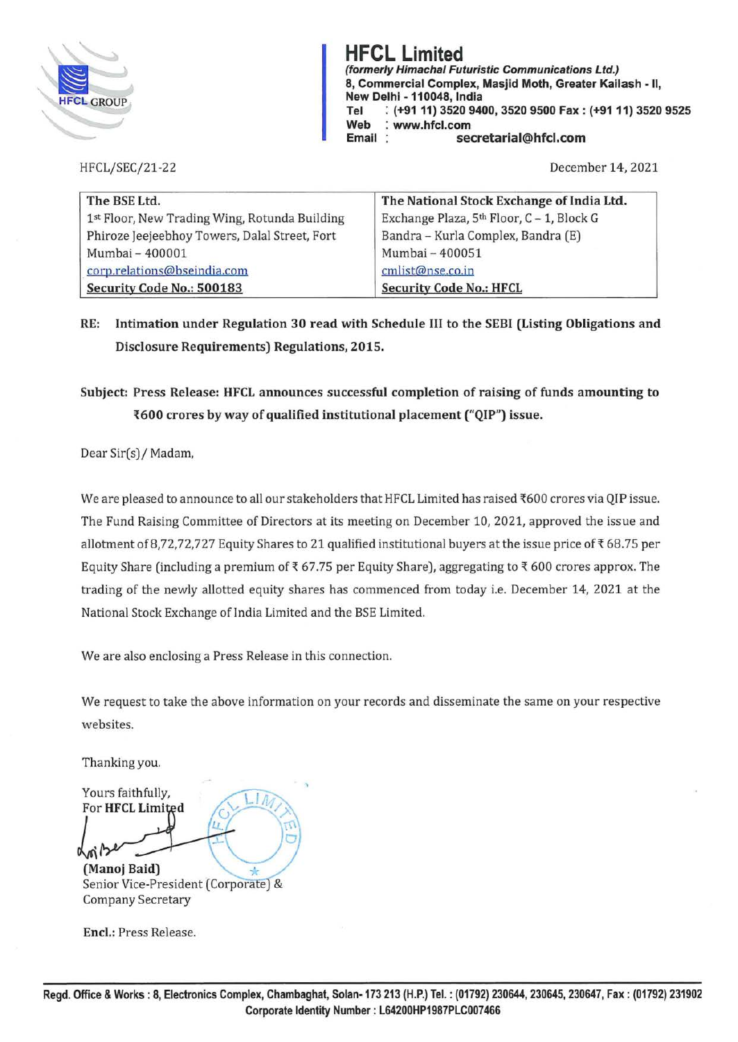# HFCL Limited

*(formerly Himachal Futuristic Communications Ltd.)*
**8, Commercial Complex, Masjid Moth, Greater Kailash - II, New Delhi - 110048, India**
**Tel : (+91 11) 3520 9400, 3520 9500 Fax : (+91 11) 3520 9525**
**Web : www.hfcl.com**
**Email : secretarial@hfcl.com**

HFCL/SEC/21-22

December 14, 2021

| The BSE Ltd. | The National Stock Exchange of India Ltd. |
|---|---|
| 1st Floor, New Trading Wing, Rotunda Building | Exchange Plaza, 5th Floor, C – 1, Block G |
| Phiroze Jeejeebhoy Towers, Dalal Street, Fort | Bandra – Kurla Complex, Bandra (E) |
| Mumbai – 400001 | Mumbai – 400051 |
| corp.relations@bseindia.com | cmlist@nse.co.in |
| **Security Code No.: 500183** | **Security Code No.: HFCL** |

**RE: Intimation under Regulation 30 read with Schedule III to the SEBI (Listing Obligations and Disclosure Requirements) Regulations, 2015.**

**Subject: Press Release: HFCL announces successful completion of raising of funds amounting to ₹600 crores by way of qualified institutional placement ("QIP") issue.**

Dear Sir(s) / Madam,

We are pleased to announce to all our stakeholders that HFCL Limited has raised ₹600 crores via QIP issue. The Fund Raising Committee of Directors at its meeting on December 10, 2021, approved the issue and allotment of 8,72,72,727 Equity Shares to 21 qualified institutional buyers at the issue price of ₹ 68.75 per Equity Share (including a premium of ₹ 67.75 per Equity Share), aggregating to ₹ 600 crores approx. The trading of the newly allotted equity shares has commenced from today i.e. December 14, 2021 at the National Stock Exchange of India Limited and the BSE Limited.

We are also enclosing a Press Release in this connection.

We request to take the above information on your records and disseminate the same on your respective websites.

Thanking you.

Yours faithfully,
For **HFCL Limited**

**(Manoj Baid)**
Senior Vice-President (Corporate) &
Company Secretary

**Encl.:** Press Release.

**Regd. Office & Works : 8, Electronics Complex, Chambaghat, Solan- 173 213 (H.P.) Tel. : (01792) 230644, 230645, 230647, Fax : (01792) 231902**
**Corporate Identity Number : L64200HP1987PLC007466**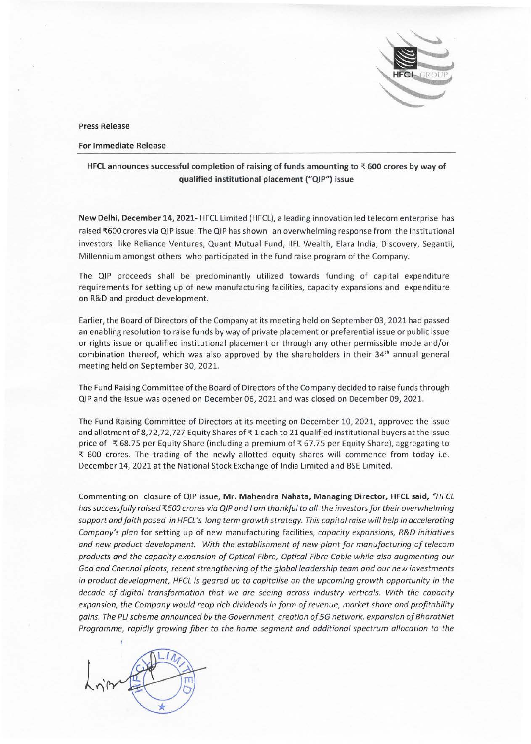Press Release

For Immediate Release

**HFCL announces successful completion of raising of funds amounting to ₹ 600 crores by way of qualified institutional placement ("QIP") issue**

**New Delhi, December 14, 2021**- HFCL Limited (HFCL), a leading innovation led telecom enterprise has raised ₹600 crores via QIP issue. The QIP has shown an overwhelming response from the Institutional investors like Reliance Ventures, Quant Mutual Fund, IIFL Wealth, Elara India, Discovery, Segantii, Millennium amongst others who participated in the fund raise program of the Company.

The QIP proceeds shall be predominantly utilized towards funding of capital expenditure requirements for setting up of new manufacturing facilities, capacity expansions and expenditure on R&D and product development.

Earlier, the Board of Directors of the Company at its meeting held on September 03, 2021 had passed an enabling resolution to raise funds by way of private placement or preferential issue or public issue or rights issue or qualified institutional placement or through any other permissible mode and/or combination thereof, which was also approved by the shareholders in their 34th annual general meeting held on September 30, 2021.

The Fund Raising Committee of the Board of Directors of the Company decided to raise funds through QIP and the Issue was opened on December 06, 2021 and was closed on December 09, 2021.

The Fund Raising Committee of Directors at its meeting on December 10, 2021, approved the issue and allotment of 8,72,72,727 Equity Shares of ₹ 1 each to 21 qualified institutional buyers at the issue price of ₹ 68.75 per Equity Share (including a premium of ₹ 67.75 per Equity Share), aggregating to ₹ 600 crores. The trading of the newly allotted equity shares will commence from today i.e. December 14, 2021 at the National Stock Exchange of India Limited and BSE Limited.

Commenting on closure of QIP issue, **Mr. Mahendra Nahata, Managing Director, HFCL said,** *"HFCL has successfully raised ₹600 crores via QIP and I am thankful to all the investors for their overwhelming support and faith posed in HFCL's long term growth strategy. This capital raise will help in accelerating Company's plan* for setting up of new manufacturing facilities, *capacity expansions, R&D initiatives and new product development. With the establishment of new plant for manufacturing of telecom products and the capacity expansion of Optical Fibre, Optical Fibre Cable while also augmenting our Goa and Chennai plants, recent strengthening of the global leadership team and our new investments in product development, HFCL is geared up to capitalise on the upcoming growth opportunity in the decade of digital transformation that we are seeing across industry verticals. With the capacity expansion, the Company would reap rich dividends in form of revenue, market share and profitability gains. The PLI scheme announced by the Government, creation of 5G network, expansion of BharatNet Programme, rapidly growing fiber to the home segment and additional spectrum allocation to the*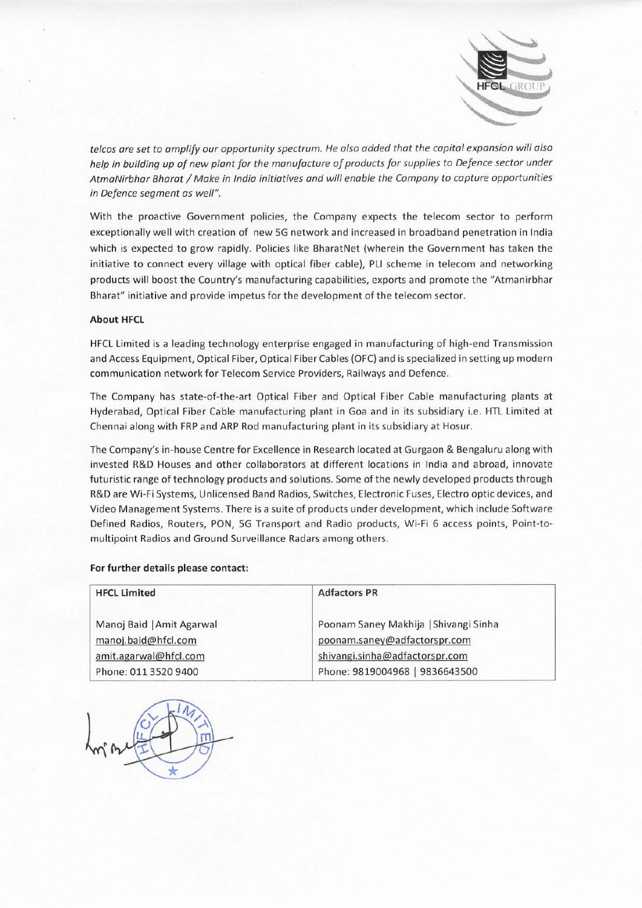*telcos are set to amplify our opportunity spectrum. He also added that the capital expansion will also help in building up of new plant for the manufacture of products for supplies to Defence sector under AtmaNirbhar Bharat / Make in India initiatives and will enable the Company to capture opportunities in Defence segment as well".*

With the proactive Government policies, the Company expects the telecom sector to perform exceptionally well with creation of new 5G network and increased in broadband penetration in India which is expected to grow rapidly. Policies like BharatNet (wherein the Government has taken the initiative to connect every village with optical fiber cable), PLI scheme in telecom and networking products will boost the Country's manufacturing capabilities, exports and promote the "Atmanirbhar Bharat" initiative and provide impetus for the development of the telecom sector.

**About HFCL**

HFCL Limited is a leading technology enterprise engaged in manufacturing of high-end Transmission and Access Equipment, Optical Fiber, Optical Fiber Cables (OFC) and is specialized in setting up modern communication network for Telecom Service Providers, Railways and Defence.

The Company has state-of-the-art Optical Fiber and Optical Fiber Cable manufacturing plants at Hyderabad, Optical Fiber Cable manufacturing plant in Goa and in its subsidiary i.e. HTL Limited at Chennai along with FRP and ARP Rod manufacturing plant in its subsidiary at Hosur.

The Company's in-house Centre for Excellence in Research located at Gurgaon & Bengaluru along with invested R&D Houses and other collaborators at different locations in India and abroad, innovate futuristic range of technology products and solutions. Some of the newly developed products through R&D are Wi-Fi Systems, Unlicensed Band Radios, Switches, Electronic Fuses, Electro optic devices, and Video Management Systems. There is a suite of products under development, which include Software Defined Radios, Routers, PON, 5G Transport and Radio products, Wi-Fi 6 access points, Point-to-multipoint Radios and Ground Surveillance Radars among others.

**For further details please contact:**

| HFCL Limited | Adfactors PR |
|---|---|
| Manoj Baid \| Amit Agarwal | Poonam Saney Makhija \| Shivangi Sinha |
| manoj.baid@hfcl.com | poonam.saney@adfactorspr.com |
| amit.agarwal@hfcl.com | shivangi.sinha@adfactorspr.com |
| Phone: 011 3520 9400 | Phone: 9819004968 \| 9836643500 |